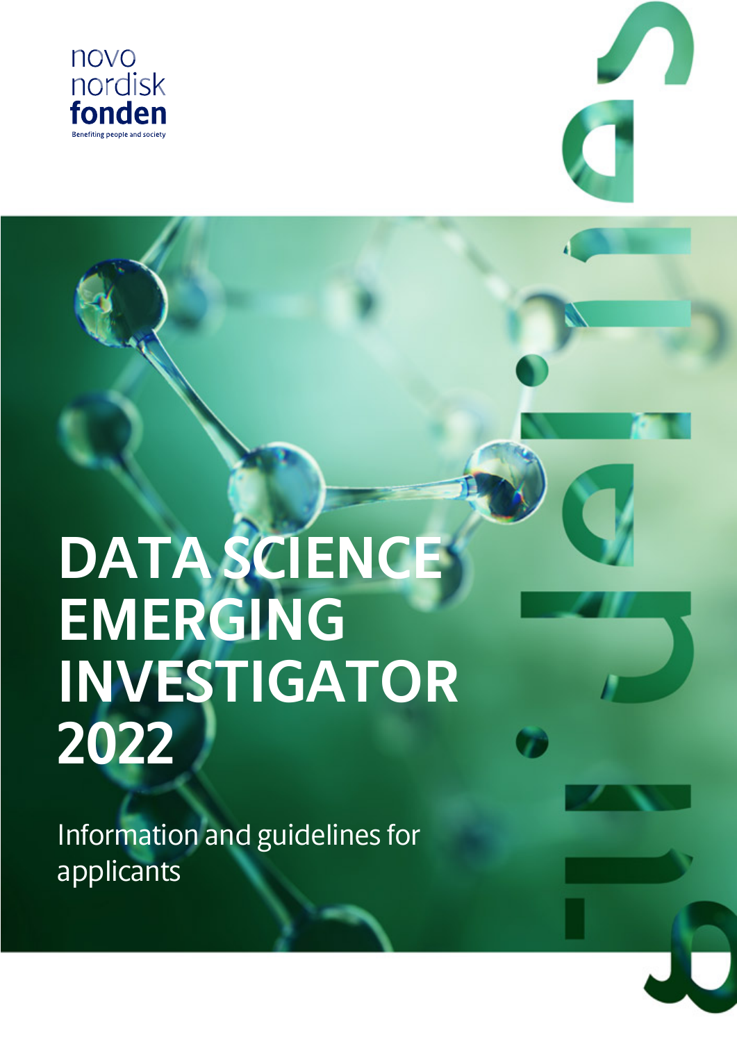novo nordisk fonden

Benefiting people and society

# DATA SCIENCE EMERGING INVESTIGATOR 2022

Information and guidelines for applicants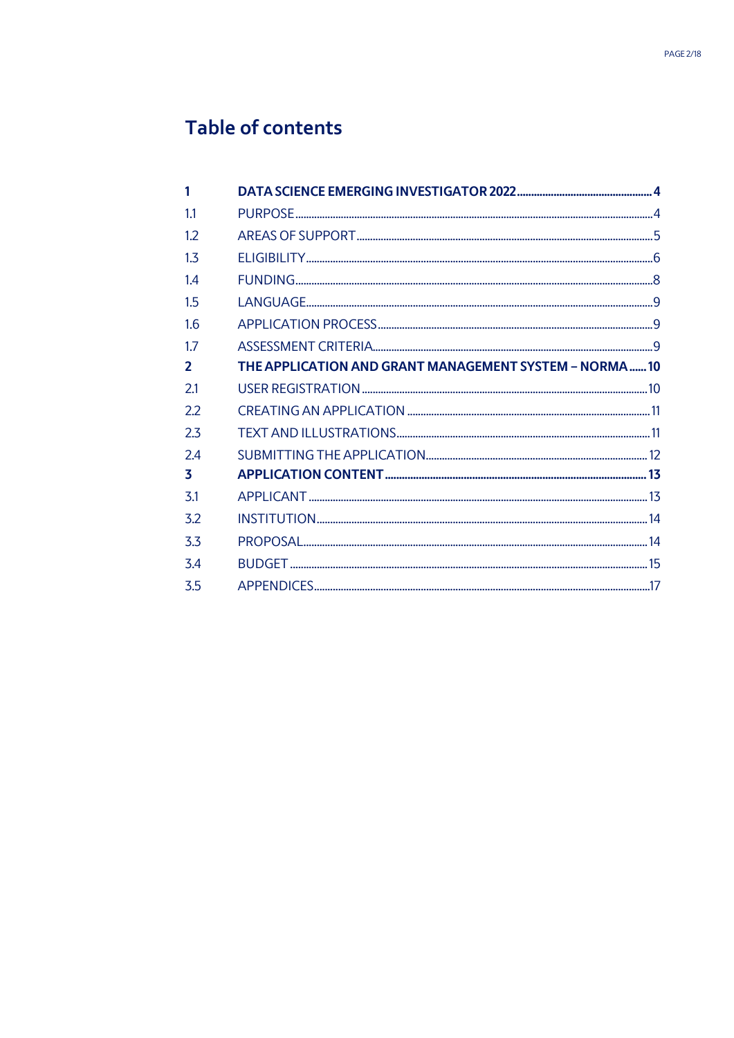# Table of contents

| | | |
|---|---|---|
| **1** | **DATA SCIENCE EMERGING INVESTIGATOR 2022** | **4** |
| 1.1 | PURPOSE | 4 |
| 1.2 | AREAS OF SUPPORT | 5 |
| 1.3 | ELIGIBILITY | 6 |
| 1.4 | FUNDING | 8 |
| 1.5 | LANGUAGE | 9 |
| 1.6 | APPLICATION PROCESS | 9 |
| 1.7 | ASSESSMENT CRITERIA | 9 |
| **2** | **THE APPLICATION AND GRANT MANAGEMENT SYSTEM – NORMA** | **10** |
| 2.1 | USER REGISTRATION | 10 |
| 2.2 | CREATING AN APPLICATION | 11 |
| 2.3 | TEXT AND ILLUSTRATIONS | 11 |
| 2.4 | SUBMITTING THE APPLICATION | 12 |
| **3** | **APPLICATION CONTENT** | **13** |
| 3.1 | APPLICANT | 13 |
| 3.2 | INSTITUTION | 14 |
| 3.3 | PROPOSAL | 14 |
| 3.4 | BUDGET | 15 |
| 3.5 | APPENDICES | 17 |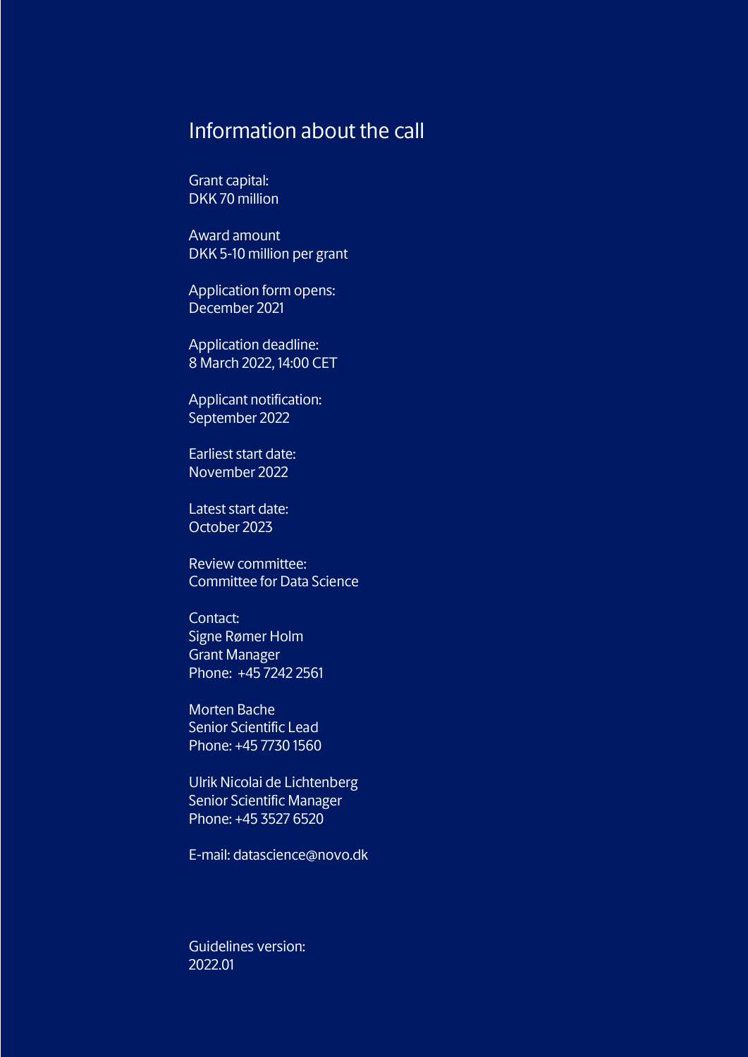## Information about the call

Grant capital:
DKK 70 million

Award amount
DKK 5-10 million per grant

Application form opens:
December 2021

Application deadline:
8 March 2022, 14:00 CET

Applicant notification:
September 2022

Earliest start date:
November 2022

Latest start date:
October 2023

Review committee:
Committee for Data Science

Contact:
Signe Rømer Holm
Grant Manager
Phone: +45 7242 2561

Morten Bache
Senior Scientific Lead
Phone: +45 7730 1560

Ulrik Nicolai de Lichtenberg
Senior Scientific Manager
Phone: +45 3527 6520

E-mail: datascience@novo.dk

Guidelines version:
2022.01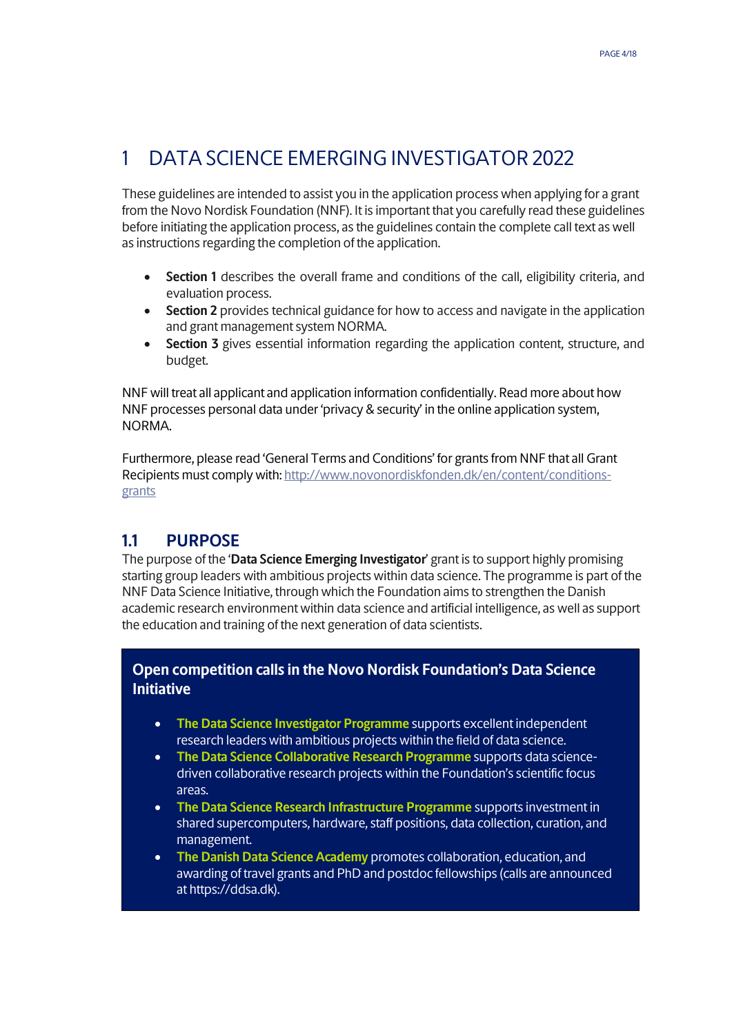# 1 DATA SCIENCE EMERGING INVESTIGATOR 2022

These guidelines are intended to assist you in the application process when applying for a grant from the Novo Nordisk Foundation (NNF). It is important that you carefully read these guidelines before initiating the application process, as the guidelines contain the complete call text as well as instructions regarding the completion of the application.

- **Section 1** describes the overall frame and conditions of the call, eligibility criteria, and evaluation process.
- **Section 2** provides technical guidance for how to access and navigate in the application and grant management system NORMA.
- **Section 3** gives essential information regarding the application content, structure, and budget.

NNF will treat all applicant and application information confidentially. Read more about how NNF processes personal data under 'privacy & security' in the online application system, NORMA.

Furthermore, please read 'General Terms and Conditions' for grants from NNF that all Grant Recipients must comply with: http://www.novonordiskfonden.dk/en/content/conditions-grants

## 1.1 PURPOSE

The purpose of the '**Data Science Emerging Investigator**' grant is to support highly promising starting group leaders with ambitious projects within data science. The programme is part of the NNF Data Science Initiative, through which the Foundation aims to strengthen the Danish academic research environment within data science and artificial intelligence, as well as support the education and training of the next generation of data scientists.

**Open competition calls in the Novo Nordisk Foundation's Data Science Initiative**

- **The Data Science Investigator Programme** supports excellent independent research leaders with ambitious projects within the field of data science.
- **The Data Science Collaborative Research Programme** supports data science-driven collaborative research projects within the Foundation's scientific focus areas.
- **The Data Science Research Infrastructure Programme** supports investment in shared supercomputers, hardware, staff positions, data collection, curation, and management.
- **The Danish Data Science Academy** promotes collaboration, education, and awarding of travel grants and PhD and postdoc fellowships (calls are announced at https://ddsa.dk).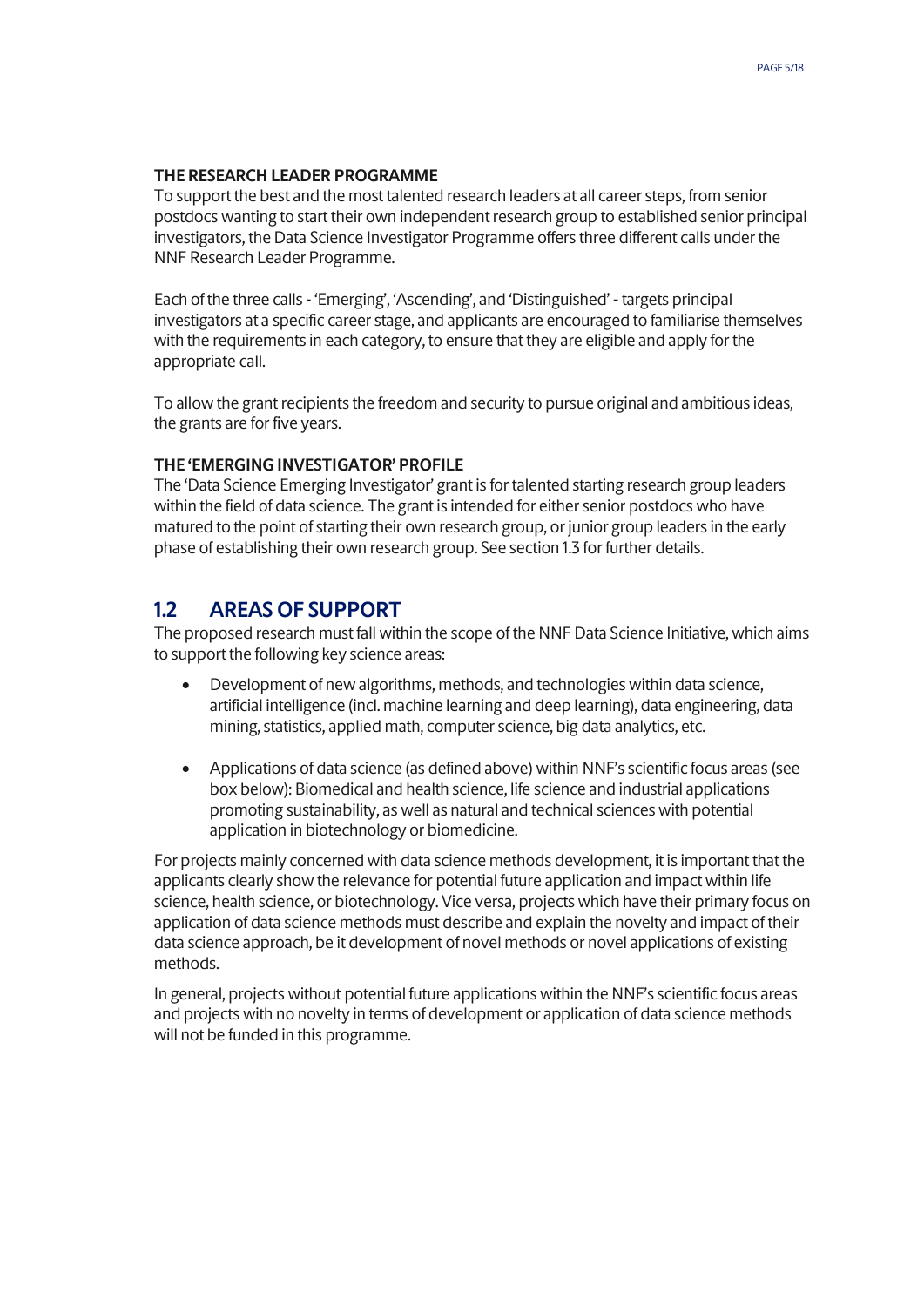**THE RESEARCH LEADER PROGRAMME**

To support the best and the most talented research leaders at all career steps, from senior postdocs wanting to start their own independent research group to established senior principal investigators, the Data Science Investigator Programme offers three different calls under the NNF Research Leader Programme.

Each of the three calls - 'Emerging', 'Ascending', and 'Distinguished' - targets principal investigators at a specific career stage, and applicants are encouraged to familiarise themselves with the requirements in each category, to ensure that they are eligible and apply for the appropriate call.

To allow the grant recipients the freedom and security to pursue original and ambitious ideas, the grants are for five years.

**THE 'EMERGING INVESTIGATOR' PROFILE**

The 'Data Science Emerging Investigator' grant is for talented starting research group leaders within the field of data science. The grant is intended for either senior postdocs who have matured to the point of starting their own research group, or junior group leaders in the early phase of establishing their own research group. See section 1.3 for further details.

## 1.2 AREAS OF SUPPORT

The proposed research must fall within the scope of the NNF Data Science Initiative, which aims to support the following key science areas:

- Development of new algorithms, methods, and technologies within data science, artificial intelligence (incl. machine learning and deep learning), data engineering, data mining, statistics, applied math, computer science, big data analytics, etc.
- Applications of data science (as defined above) within NNF's scientific focus areas (see box below): Biomedical and health science, life science and industrial applications promoting sustainability, as well as natural and technical sciences with potential application in biotechnology or biomedicine.

For projects mainly concerned with data science methods development, it is important that the applicants clearly show the relevance for potential future application and impact within life science, health science, or biotechnology. Vice versa, projects which have their primary focus on application of data science methods must describe and explain the novelty and impact of their data science approach, be it development of novel methods or novel applications of existing methods.

In general, projects without potential future applications within the NNF's scientific focus areas and projects with no novelty in terms of development or application of data science methods will not be funded in this programme.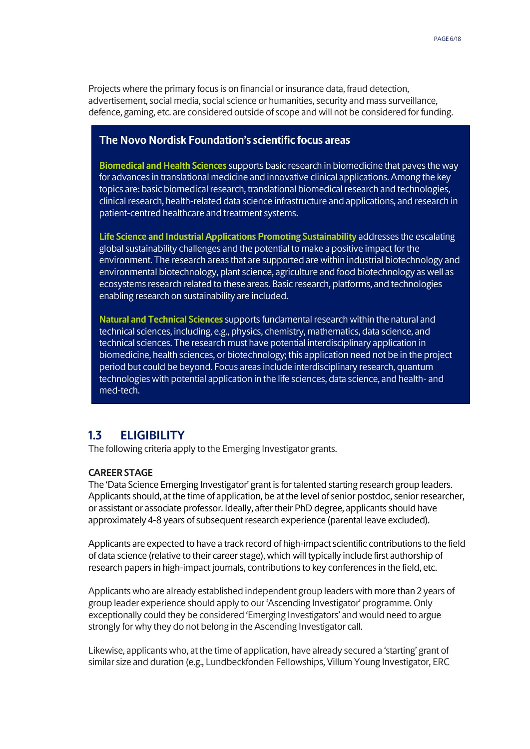Projects where the primary focus is on financial or insurance data, fraud detection, advertisement, social media, social science or humanities, security and mass surveillance, defence, gaming, etc. are considered outside of scope and will not be considered for funding.

> **The Novo Nordisk Foundation's scientific focus areas**
>
> **Biomedical and Health Sciences** supports basic research in biomedicine that paves the way for advances in translational medicine and innovative clinical applications. Among the key topics are: basic biomedical research, translational biomedical research and technologies, clinical research, health-related data science infrastructure and applications, and research in patient-centred healthcare and treatment systems.
>
> **Life Science and Industrial Applications Promoting Sustainability** addresses the escalating global sustainability challenges and the potential to make a positive impact for the environment. The research areas that are supported are within industrial biotechnology and environmental biotechnology, plant science, agriculture and food biotechnology as well as ecosystems research related to these areas. Basic research, platforms, and technologies enabling research on sustainability are included.
>
> **Natural and Technical Sciences** supports fundamental research within the natural and technical sciences, including, e.g., physics, chemistry, mathematics, data science, and technical sciences. The research must have potential interdisciplinary application in biomedicine, health sciences, or biotechnology; this application need not be in the project period but could be beyond. Focus areas include interdisciplinary research, quantum technologies with potential application in the life sciences, data science, and health- and med-tech.

## 1.3 ELIGIBILITY

The following criteria apply to the Emerging Investigator grants.

**CAREER STAGE**

The 'Data Science Emerging Investigator' grant is for talented starting research group leaders. Applicants should, at the time of application, be at the level of senior postdoc, senior researcher, or assistant or associate professor. Ideally, after their PhD degree, applicants should have approximately 4-8 years of subsequent research experience (parental leave excluded).

Applicants are expected to have a track record of high-impact scientific contributions to the field of data science (relative to their career stage), which will typically include first authorship of research papers in high-impact journals, contributions to key conferences in the field, etc.

Applicants who are already established independent group leaders with more than 2 years of group leader experience should apply to our 'Ascending Investigator' programme. Only exceptionally could they be considered 'Emerging Investigators' and would need to argue strongly for why they do not belong in the Ascending Investigator call.

Likewise, applicants who, at the time of application, have already secured a 'starting' grant of similar size and duration (e.g., Lundbeckfonden Fellowships, Villum Young Investigator, ERC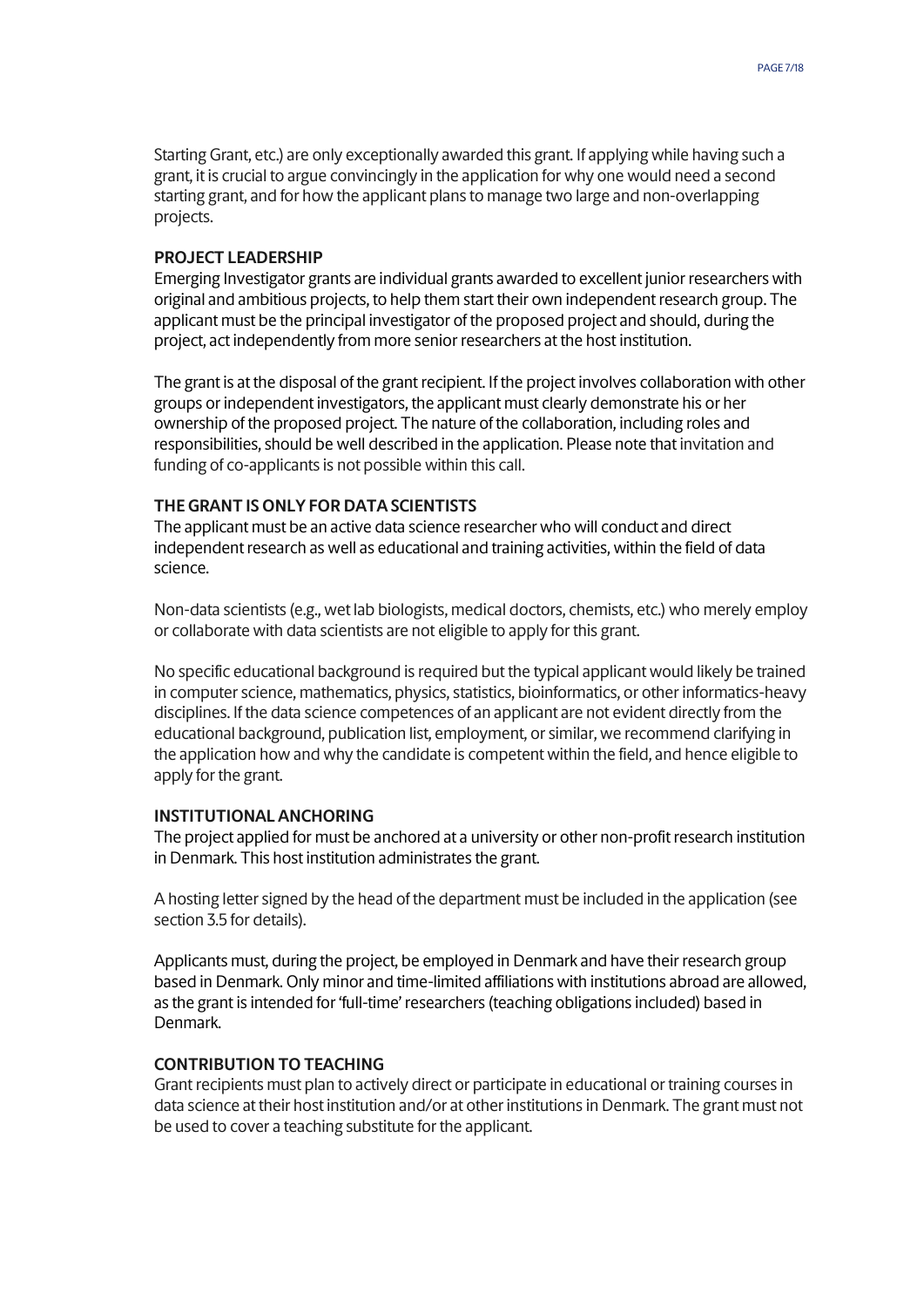Starting Grant, etc.) are only exceptionally awarded this grant. If applying while having such a grant, it is crucial to argue convincingly in the application for why one would need a second starting grant, and for how the applicant plans to manage two large and non-overlapping projects.

### PROJECT LEADERSHIP

Emerging Investigator grants are individual grants awarded to excellent junior researchers with original and ambitious projects, to help them start their own independent research group. The applicant must be the principal investigator of the proposed project and should, during the project, act independently from more senior researchers at the host institution.

The grant is at the disposal of the grant recipient. If the project involves collaboration with other groups or independent investigators, the applicant must clearly demonstrate his or her ownership of the proposed project. The nature of the collaboration, including roles and responsibilities, should be well described in the application. Please note that invitation and funding of co-applicants is not possible within this call.

### THE GRANT IS ONLY FOR DATA SCIENTISTS

The applicant must be an active data science researcher who will conduct and direct independent research as well as educational and training activities, within the field of data science.

Non-data scientists (e.g., wet lab biologists, medical doctors, chemists, etc.) who merely employ or collaborate with data scientists are not eligible to apply for this grant.

No specific educational background is required but the typical applicant would likely be trained in computer science, mathematics, physics, statistics, bioinformatics, or other informatics-heavy disciplines. If the data science competences of an applicant are not evident directly from the educational background, publication list, employment, or similar, we recommend clarifying in the application how and why the candidate is competent within the field, and hence eligible to apply for the grant.

### INSTITUTIONAL ANCHORING

The project applied for must be anchored at a university or other non-profit research institution in Denmark. This host institution administrates the grant.

A hosting letter signed by the head of the department must be included in the application (see section 3.5 for details).

Applicants must, during the project, be employed in Denmark and have their research group based in Denmark. Only minor and time-limited affiliations with institutions abroad are allowed, as the grant is intended for 'full-time' researchers (teaching obligations included) based in Denmark.

### CONTRIBUTION TO TEACHING

Grant recipients must plan to actively direct or participate in educational or training courses in data science at their host institution and/or at other institutions in Denmark. The grant must not be used to cover a teaching substitute for the applicant.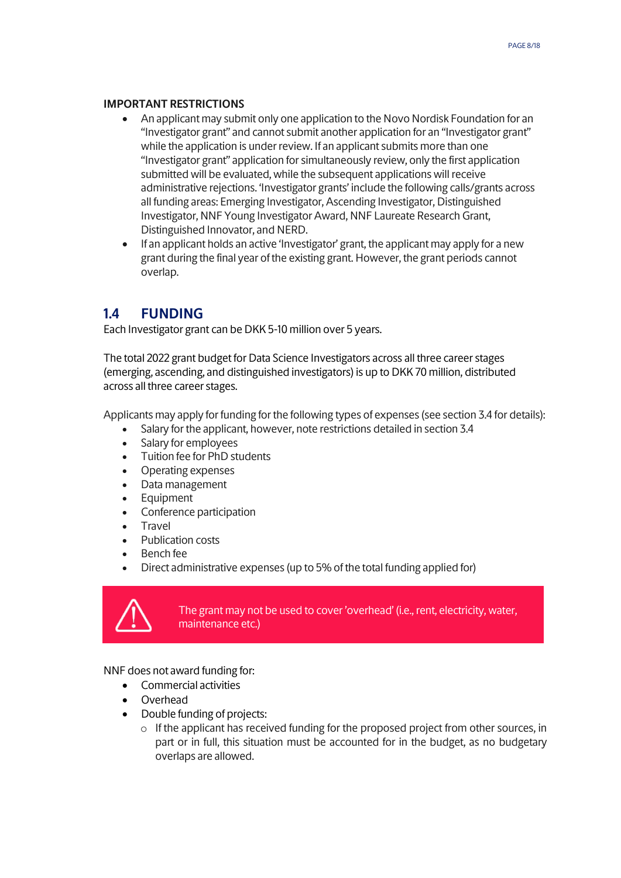**IMPORTANT RESTRICTIONS**

- An applicant may submit only one application to the Novo Nordisk Foundation for an "Investigator grant" and cannot submit another application for an "Investigator grant" while the application is under review. If an applicant submits more than one "Investigator grant" application for simultaneously review, only the first application submitted will be evaluated, while the subsequent applications will receive administrative rejections. 'Investigator grants' include the following calls/grants across all funding areas: Emerging Investigator, Ascending Investigator, Distinguished Investigator, NNF Young Investigator Award, NNF Laureate Research Grant, Distinguished Innovator, and NERD.
- If an applicant holds an active 'Investigator' grant, the applicant may apply for a new grant during the final year of the existing grant. However, the grant periods cannot overlap.

## 1.4 FUNDING

Each Investigator grant can be DKK 5-10 million over 5 years.

The total 2022 grant budget for Data Science Investigators across all three career stages (emerging, ascending, and distinguished investigators) is up to DKK 70 million, distributed across all three career stages.

Applicants may apply for funding for the following types of expenses (see section 3.4 for details):

- Salary for the applicant, however, note restrictions detailed in section 3.4
- Salary for employees
- Tuition fee for PhD students
- Operating expenses
- Data management
- Equipment
- Conference participation
- Travel
- Publication costs
- Bench fee
- Direct administrative expenses (up to 5% of the total funding applied for)

> ⚠ The grant may not be used to cover 'overhead' (i.e., rent, electricity, water, maintenance etc.)

NNF does not award funding for:

- Commercial activities
- Overhead
- Double funding of projects:
  - If the applicant has received funding for the proposed project from other sources, in part or in full, this situation must be accounted for in the budget, as no budgetary overlaps are allowed.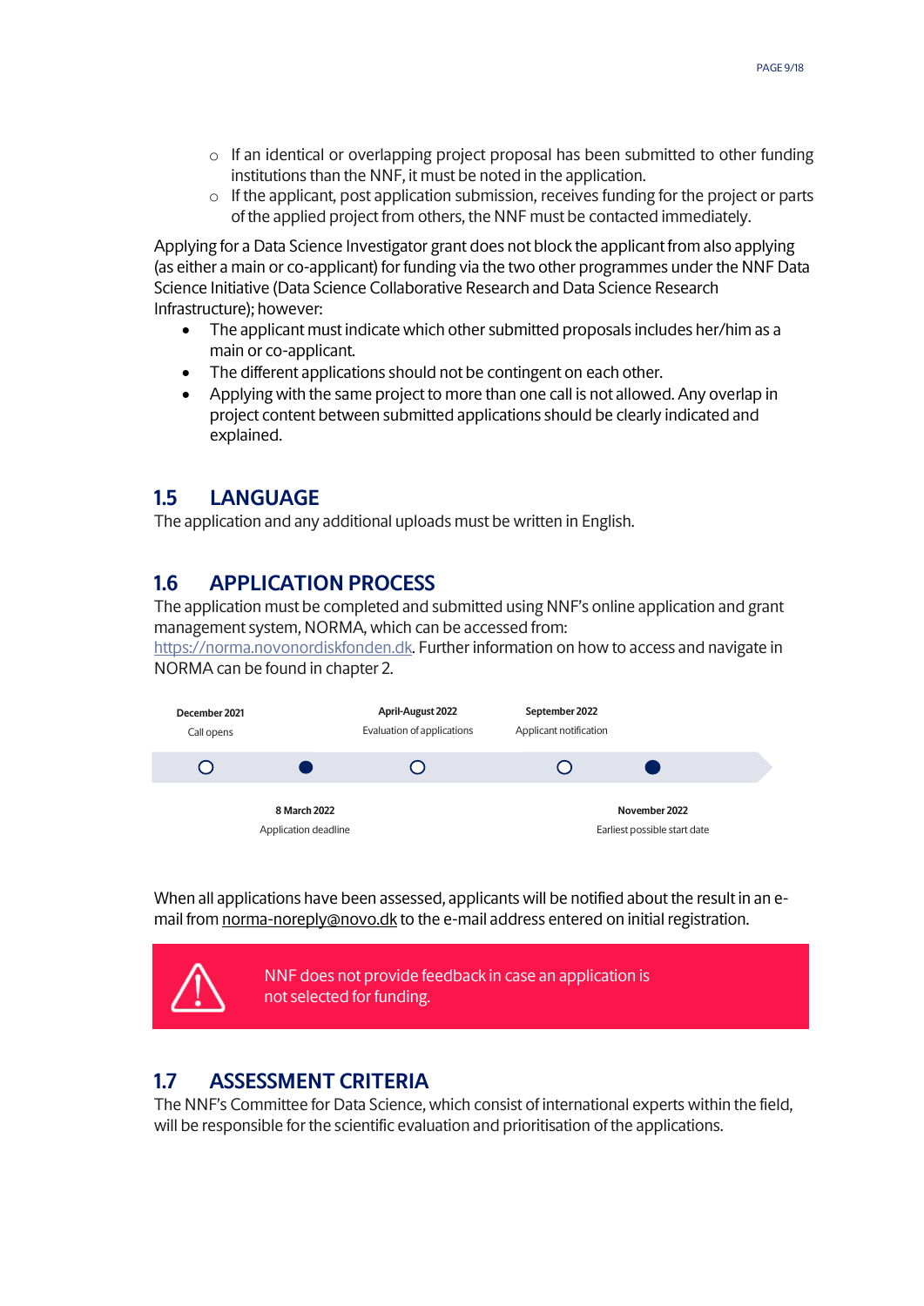- If an identical or overlapping project proposal has been submitted to other funding institutions than the NNF, it must be noted in the application.
  - If the applicant, post application submission, receives funding for the project or parts of the applied project from others, the NNF must be contacted immediately.

Applying for a Data Science Investigator grant does not block the applicant from also applying (as either a main or co-applicant) for funding via the two other programmes under the NNF Data Science Initiative (Data Science Collaborative Research and Data Science Research Infrastructure); however:

- The applicant must indicate which other submitted proposals includes her/him as a main or co-applicant.
- The different applications should not be contingent on each other.
- Applying with the same project to more than one call is not allowed. Any overlap in project content between submitted applications should be clearly indicated and explained.

## 1.5 LANGUAGE

The application and any additional uploads must be written in English.

## 1.6 APPLICATION PROCESS

The application must be completed and submitted using NNF's online application and grant management system, NORMA, which can be accessed from: https://norma.novonordiskfonden.dk. Further information on how to access and navigate in NORMA can be found in chapter 2.

| Date | Milestone |
| --- | --- |
| December 2021 | Call opens |
| 8 March 2022 | Application deadline |
| April-August 2022 | Evaluation of applications |
| September 2022 | Applicant notification |
| November 2022 | Earliest possible start date |

When all applications have been assessed, applicants will be notified about the result in an e-mail from norma-noreply@novo.dk to the e-mail address entered on initial registration.

> NNF does not provide feedback in case an application is not selected for funding.

## 1.7 ASSESSMENT CRITERIA

The NNF's Committee for Data Science, which consist of international experts within the field, will be responsible for the scientific evaluation and prioritisation of the applications.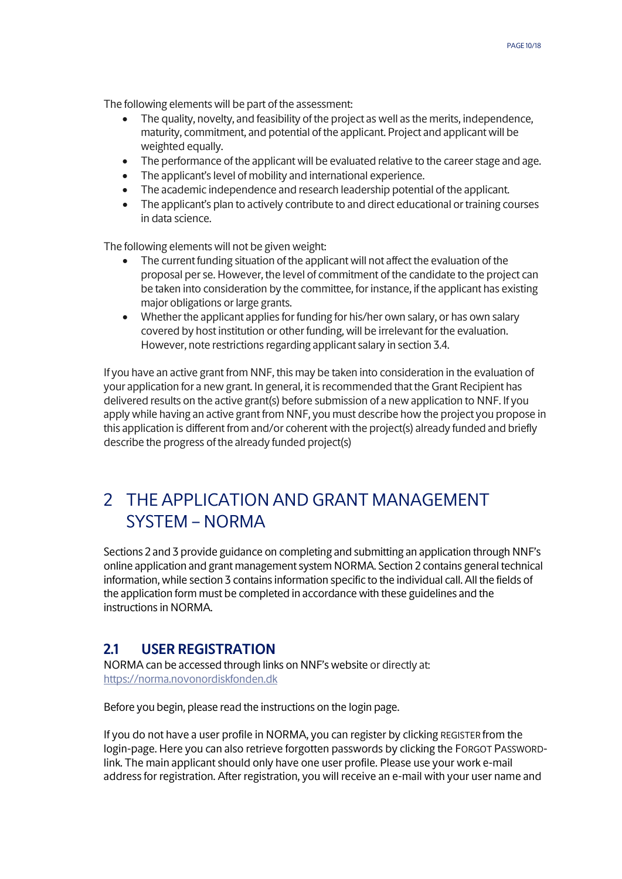The following elements will be part of the assessment:

- The quality, novelty, and feasibility of the project as well as the merits, independence, maturity, commitment, and potential of the applicant. Project and applicant will be weighted equally.
- The performance of the applicant will be evaluated relative to the career stage and age.
- The applicant's level of mobility and international experience.
- The academic independence and research leadership potential of the applicant.
- The applicant's plan to actively contribute to and direct educational or training courses in data science.

The following elements will not be given weight:

- The current funding situation of the applicant will not affect the evaluation of the proposal per se. However, the level of commitment of the candidate to the project can be taken into consideration by the committee, for instance, if the applicant has existing major obligations or large grants.
- Whether the applicant applies for funding for his/her own salary, or has own salary covered by host institution or other funding, will be irrelevant for the evaluation. However, note restrictions regarding applicant salary in section 3.4.

If you have an active grant from NNF, this may be taken into consideration in the evaluation of your application for a new grant. In general, it is recommended that the Grant Recipient has delivered results on the active grant(s) before submission of a new application to NNF. If you apply while having an active grant from NNF, you must describe how the project you propose in this application is different from and/or coherent with the project(s) already funded and briefly describe the progress of the already funded project(s)

# 2 THE APPLICATION AND GRANT MANAGEMENT SYSTEM – NORMA

Sections 2 and 3 provide guidance on completing and submitting an application through NNF's online application and grant management system NORMA. Section 2 contains general technical information, while section 3 contains information specific to the individual call. All the fields of the application form must be completed in accordance with these guidelines and the instructions in NORMA.

## 2.1 USER REGISTRATION

NORMA can be accessed through links on NNF's website or directly at: https://norma.novonordiskfonden.dk

Before you begin, please read the instructions on the login page.

If you do not have a user profile in NORMA, you can register by clicking REGISTER from the login-page. Here you can also retrieve forgotten passwords by clicking the FORGOT PASSWORD-link. The main applicant should only have one user profile. Please use your work e-mail address for registration. After registration, you will receive an e-mail with your user name and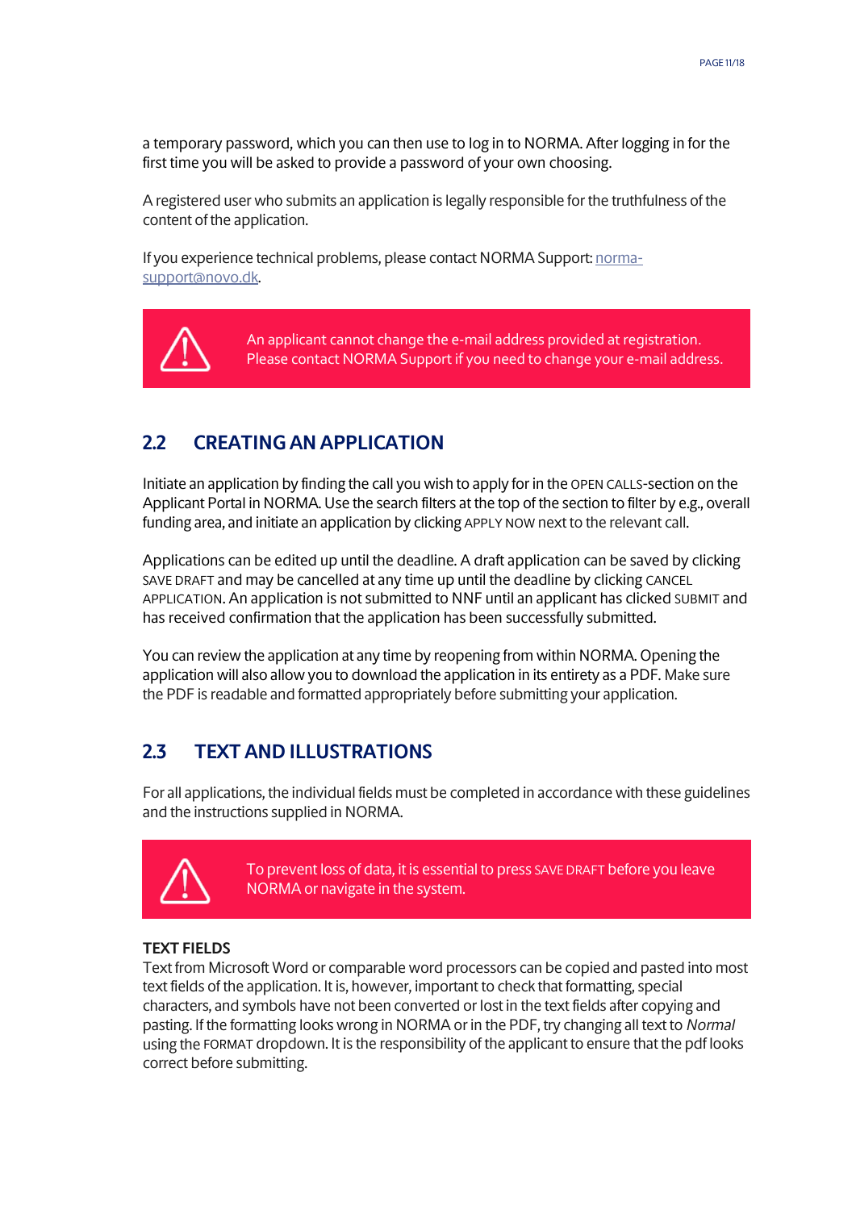a temporary password, which you can then use to log in to NORMA. After logging in for the first time you will be asked to provide a password of your own choosing.

A registered user who submits an application is legally responsible for the truthfulness of the content of the application.

If you experience technical problems, please contact NORMA Support: norma-support@novo.dk.

> An applicant cannot change the e-mail address provided at registration. Please contact NORMA Support if you need to change your e-mail address.

## 2.2 CREATING AN APPLICATION

Initiate an application by finding the call you wish to apply for in the OPEN CALLS-section on the Applicant Portal in NORMA. Use the search filters at the top of the section to filter by e.g., overall funding area, and initiate an application by clicking APPLY NOW next to the relevant call.

Applications can be edited up until the deadline. A draft application can be saved by clicking SAVE DRAFT and may be cancelled at any time up until the deadline by clicking CANCEL APPLICATION. An application is not submitted to NNF until an applicant has clicked SUBMIT and has received confirmation that the application has been successfully submitted.

You can review the application at any time by reopening from within NORMA. Opening the application will also allow you to download the application in its entirety as a PDF. Make sure the PDF is readable and formatted appropriately before submitting your application.

## 2.3 TEXT AND ILLUSTRATIONS

For all applications, the individual fields must be completed in accordance with these guidelines and the instructions supplied in NORMA.

> To prevent loss of data, it is essential to press SAVE DRAFT before you leave NORMA or navigate in the system.

**TEXT FIELDS**

Text from Microsoft Word or comparable word processors can be copied and pasted into most text fields of the application. It is, however, important to check that formatting, special characters, and symbols have not been converted or lost in the text fields after copying and pasting. If the formatting looks wrong in NORMA or in the PDF, try changing all text to *Normal* using the FORMAT dropdown. It is the responsibility of the applicant to ensure that the pdf looks correct before submitting.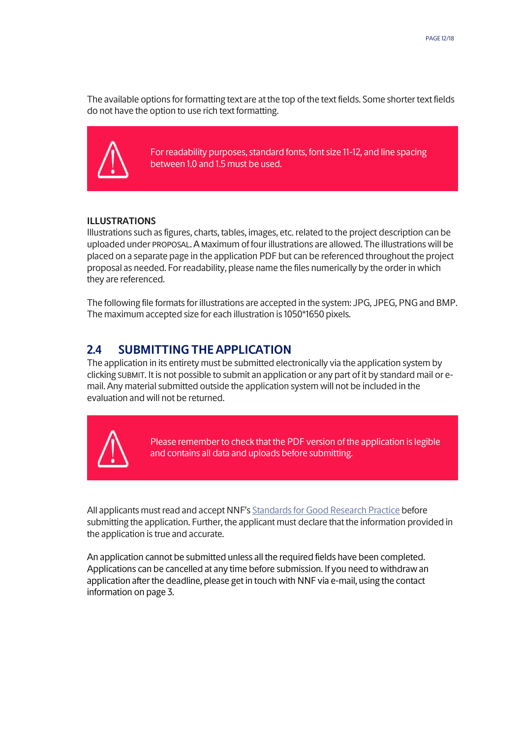The available options for formatting text are at the top of the text fields. Some shorter text fields do not have the option to use rich text formatting.

> For readability purposes, standard fonts, font size 11-12, and line spacing between 1.0 and 1.5 must be used.

**ILLUSTRATIONS**

Illustrations such as figures, charts, tables, images, etc. related to the project description can be uploaded under PROPOSAL. A maximum of four illustrations are allowed. The illustrations will be placed on a separate page in the application PDF but can be referenced throughout the project proposal as needed. For readability, please name the files numerically by the order in which they are referenced.

The following file formats for illustrations are accepted in the system: JPG, JPEG, PNG and BMP. The maximum accepted size for each illustration is 1050*1650 pixels.

## 2.4 SUBMITTING THE APPLICATION

The application in its entirety must be submitted electronically via the application system by clicking SUBMIT. It is not possible to submit an application or any part of it by standard mail or e-mail. Any material submitted outside the application system will not be included in the evaluation and will not be returned.

> Please remember to check that the PDF version of the application is legible and contains all data and uploads before submitting.

All applicants must read and accept NNF's Standards for Good Research Practice before submitting the application. Further, the applicant must declare that the information provided in the application is true and accurate.

An application cannot be submitted unless all the required fields have been completed. Applications can be cancelled at any time before submission. If you need to withdraw an application after the deadline, please get in touch with NNF via e-mail, using the contact information on page 3.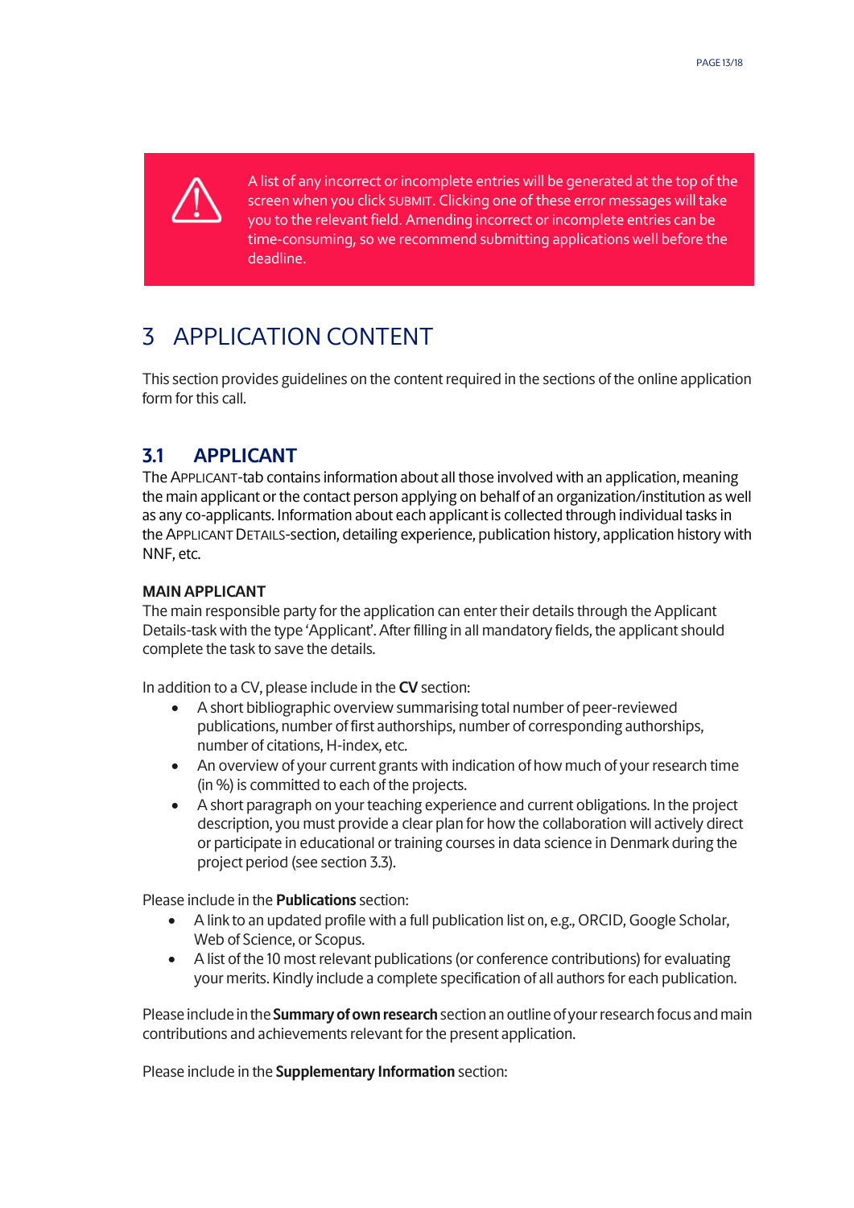> ⚠ A list of any incorrect or incomplete entries will be generated at the top of the screen when you click SUBMIT. Clicking one of these error messages will take you to the relevant field. Amending incorrect or incomplete entries can be time-consuming, so we recommend submitting applications well before the deadline.

# 3 APPLICATION CONTENT

This section provides guidelines on the content required in the sections of the online application form for this call.

## 3.1 APPLICANT

The APPLICANT-tab contains information about all those involved with an application, meaning the main applicant or the contact person applying on behalf of an organization/institution as well as any co-applicants. Information about each applicant is collected through individual tasks in the APPLICANT DETAILS-section, detailing experience, publication history, application history with NNF, etc.

**MAIN APPLICANT**

The main responsible party for the application can enter their details through the Applicant Details-task with the type 'Applicant'. After filling in all mandatory fields, the applicant should complete the task to save the details.

In addition to a CV, please include in the **CV** section:

- A short bibliographic overview summarising total number of peer-reviewed publications, number of first authorships, number of corresponding authorships, number of citations, H-index, etc.
- An overview of your current grants with indication of how much of your research time (in %) is committed to each of the projects.
- A short paragraph on your teaching experience and current obligations. In the project description, you must provide a clear plan for how the collaboration will actively direct or participate in educational or training courses in data science in Denmark during the project period (see section 3.3).

Please include in the **Publications** section:

- A link to an updated profile with a full publication list on, e.g., ORCID, Google Scholar, Web of Science, or Scopus.
- A list of the 10 most relevant publications (or conference contributions) for evaluating your merits. Kindly include a complete specification of all authors for each publication.

Please include in the **Summary of own research** section an outline of your research focus and main contributions and achievements relevant for the present application.

Please include in the **Supplementary Information** section: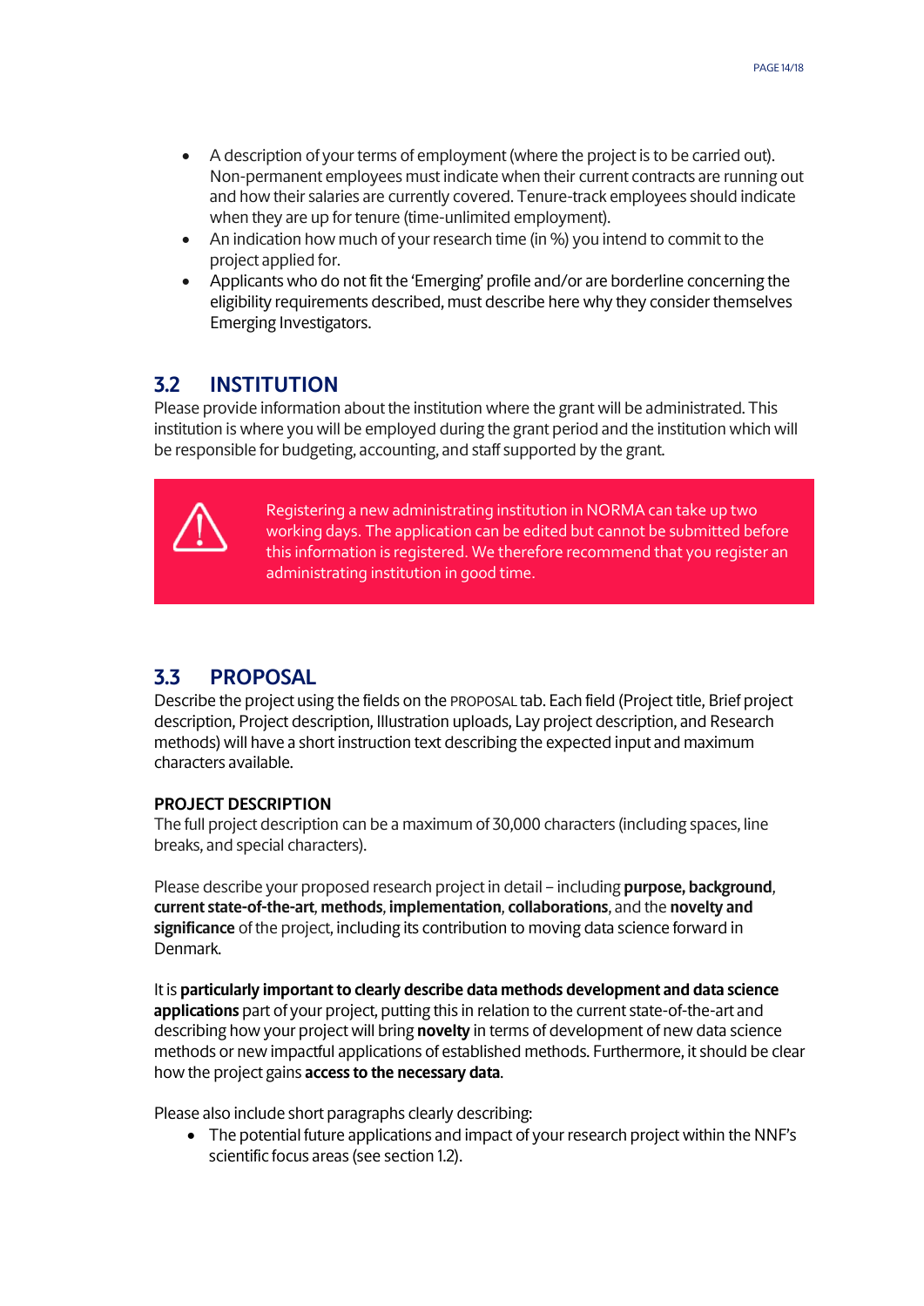- A description of your terms of employment (where the project is to be carried out). Non-permanent employees must indicate when their current contracts are running out and how their salaries are currently covered. Tenure-track employees should indicate when they are up for tenure (time-unlimited employment).
- An indication how much of your research time (in %) you intend to commit to the project applied for.
- Applicants who do not fit the 'Emerging' profile and/or are borderline concerning the eligibility requirements described, must describe here why they consider themselves Emerging Investigators.

## 3.2 INSTITUTION

Please provide information about the institution where the grant will be administrated. This institution is where you will be employed during the grant period and the institution which will be responsible for budgeting, accounting, and staff supported by the grant.

> ⚠ Registering a new administrating institution in NORMA can take up two working days. The application can be edited but cannot be submitted before this information is registered. We therefore recommend that you register an administrating institution in good time.

## 3.3 PROPOSAL

Describe the project using the fields on the PROPOSAL tab. Each field (Project title, Brief project description, Project description, Illustration uploads, Lay project description, and Research methods) will have a short instruction text describing the expected input and maximum characters available.

**PROJECT DESCRIPTION**

The full project description can be a maximum of 30,000 characters (including spaces, line breaks, and special characters).

Please describe your proposed research project in detail – including **purpose, background**, **current state-of-the-art**, **methods**, **implementation**, **collaborations**, and the **novelty and significance** of the project, including its contribution to moving data science forward in Denmark.

It is **particularly important to clearly describe data methods development and data science applications** part of your project, putting this in relation to the current state-of-the-art and describing how your project will bring **novelty** in terms of development of new data science methods or new impactful applications of established methods. Furthermore, it should be clear how the project gains **access to the necessary data**.

Please also include short paragraphs clearly describing:

- The potential future applications and impact of your research project within the NNF's scientific focus areas (see section 1.2).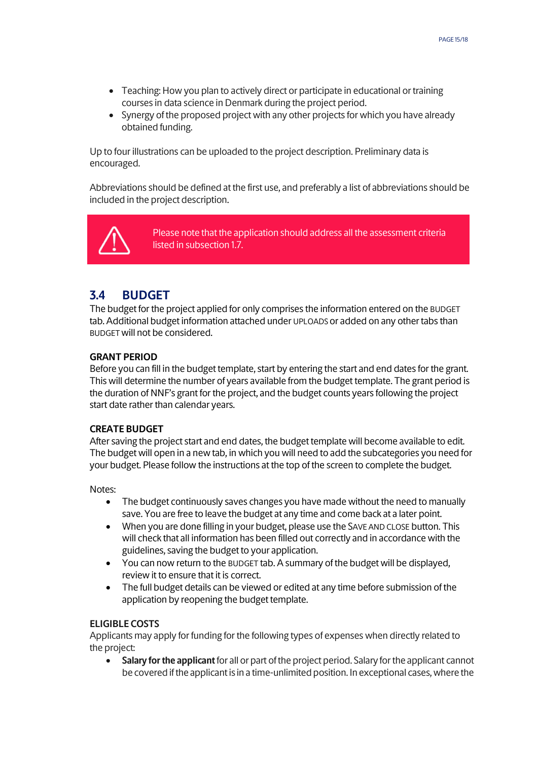- Teaching: How you plan to actively direct or participate in educational or training courses in data science in Denmark during the project period.
- Synergy of the proposed project with any other projects for which you have already obtained funding.

Up to four illustrations can be uploaded to the project description. Preliminary data is encouraged.

Abbreviations should be defined at the first use, and preferably a list of abbreviations should be included in the project description.

> Please note that the application should address all the assessment criteria listed in subsection 1.7.

## 3.4 BUDGET

The budget for the project applied for only comprises the information entered on the BUDGET tab. Additional budget information attached under UPLOADS or added on any other tabs than BUDGET will not be considered.

### GRANT PERIOD

Before you can fill in the budget template, start by entering the start and end dates for the grant. This will determine the number of years available from the budget template. The grant period is the duration of NNF's grant for the project, and the budget counts years following the project start date rather than calendar years.

### CREATE BUDGET

After saving the project start and end dates, the budget template will become available to edit. The budget will open in a new tab, in which you will need to add the subcategories you need for your budget. Please follow the instructions at the top of the screen to complete the budget.

Notes:

- The budget continuously saves changes you have made without the need to manually save. You are free to leave the budget at any time and come back at a later point.
- When you are done filling in your budget, please use the SAVE AND CLOSE button. This will check that all information has been filled out correctly and in accordance with the guidelines, saving the budget to your application.
- You can now return to the BUDGET tab. A summary of the budget will be displayed, review it to ensure that it is correct.
- The full budget details can be viewed or edited at any time before submission of the application by reopening the budget template.

### ELIGIBLE COSTS

Applicants may apply for funding for the following types of expenses when directly related to the project:

- **Salary for the applicant** for all or part of the project period. Salary for the applicant cannot be covered if the applicant is in a time-unlimited position. In exceptional cases, where the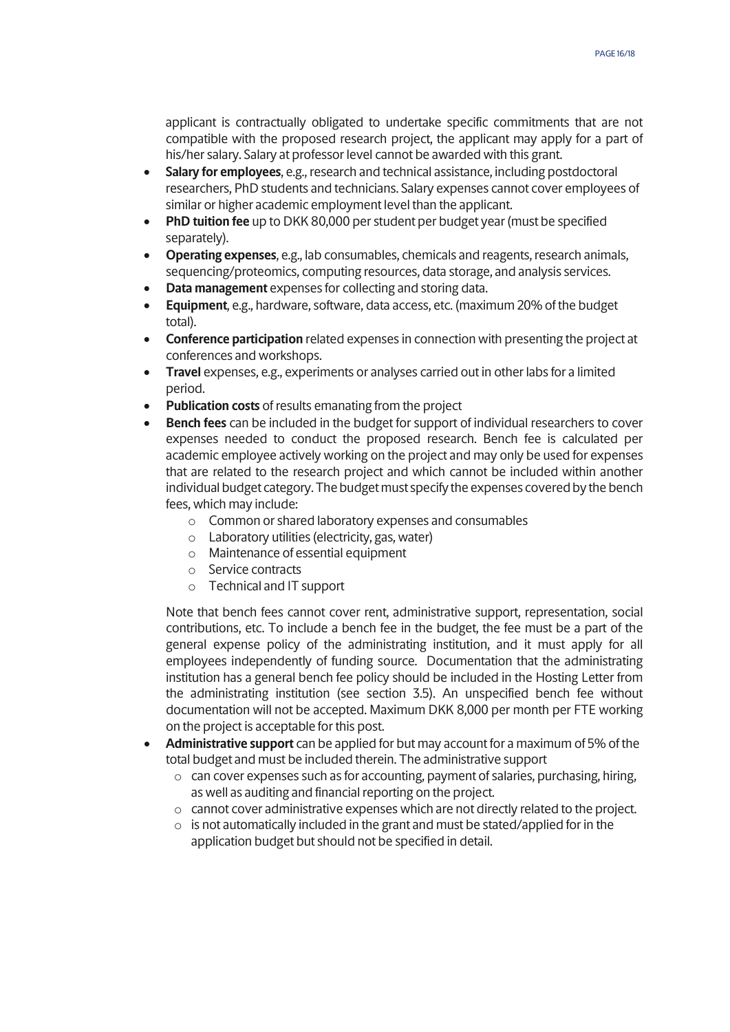applicant is contractually obligated to undertake specific commitments that are not compatible with the proposed research project, the applicant may apply for a part of his/her salary. Salary at professor level cannot be awarded with this grant.

- **Salary for employees**, e.g., research and technical assistance, including postdoctoral researchers, PhD students and technicians. Salary expenses cannot cover employees of similar or higher academic employment level than the applicant.
- **PhD tuition fee** up to DKK 80,000 per student per budget year (must be specified separately).
- **Operating expenses**, e.g., lab consumables, chemicals and reagents, research animals, sequencing/proteomics, computing resources, data storage, and analysis services.
- **Data management** expenses for collecting and storing data.
- **Equipment**, e.g., hardware, software, data access, etc. (maximum 20% of the budget total).
- **Conference participation** related expenses in connection with presenting the project at conferences and workshops.
- **Travel** expenses, e.g., experiments or analyses carried out in other labs for a limited period.
- **Publication costs** of results emanating from the project
- **Bench fees** can be included in the budget for support of individual researchers to cover expenses needed to conduct the proposed research. Bench fee is calculated per academic employee actively working on the project and may only be used for expenses that are related to the research project and which cannot be included within another individual budget category. The budget must specify the expenses covered by the bench fees, which may include:
    - Common or shared laboratory expenses and consumables
    - Laboratory utilities (electricity, gas, water)
    - Maintenance of essential equipment
    - Service contracts
    - Technical and IT support

  Note that bench fees cannot cover rent, administrative support, representation, social contributions, etc. To include a bench fee in the budget, the fee must be a part of the general expense policy of the administrating institution, and it must apply for all employees independently of funding source. Documentation that the administrating institution has a general bench fee policy should be included in the Hosting Letter from the administrating institution (see section 3.5). An unspecified bench fee without documentation will not be accepted. Maximum DKK 8,000 per month per FTE working on the project is acceptable for this post.
- **Administrative support** can be applied for but may account for a maximum of 5% of the total budget and must be included therein. The administrative support
    - can cover expenses such as for accounting, payment of salaries, purchasing, hiring, as well as auditing and financial reporting on the project.
    - cannot cover administrative expenses which are not directly related to the project.
    - is not automatically included in the grant and must be stated/applied for in the application budget but should not be specified in detail.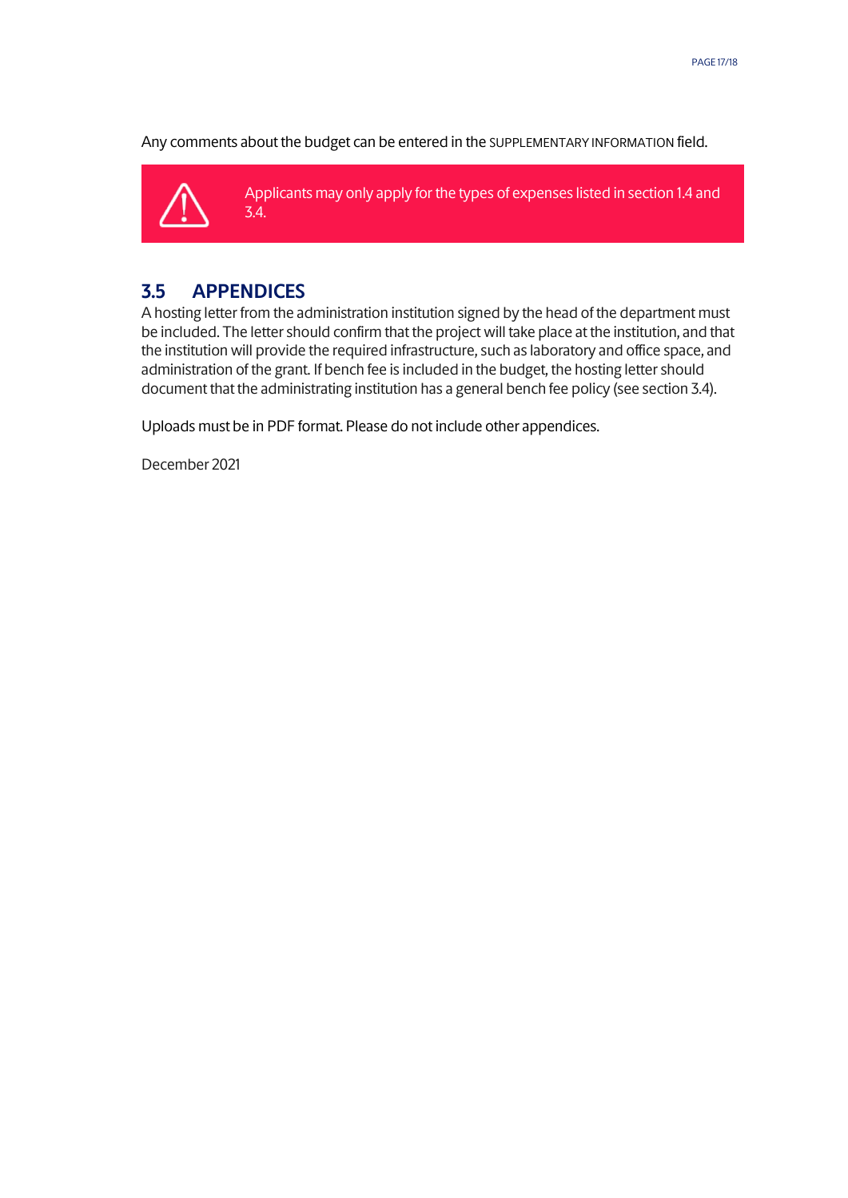Any comments about the budget can be entered in the SUPPLEMENTARY INFORMATION field.

> ⚠ Applicants may only apply for the types of expenses listed in section 1.4 and 3.4.

## 3.5 APPENDICES

A hosting letter from the administration institution signed by the head of the department must be included. The letter should confirm that the project will take place at the institution, and that the institution will provide the required infrastructure, such as laboratory and office space, and administration of the grant. If bench fee is included in the budget, the hosting letter should document that the administrating institution has a general bench fee policy (see section 3.4).

Uploads must be in PDF format. Please do not include other appendices.

December 2021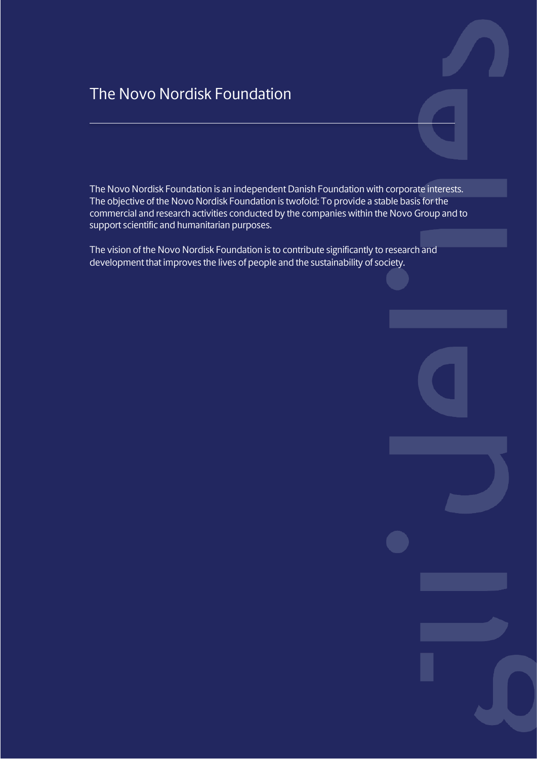# The Novo Nordisk Foundation

The Novo Nordisk Foundation is an independent Danish Foundation with corporate interests. The objective of the Novo Nordisk Foundation is twofold: To provide a stable basis for the commercial and research activities conducted by the companies within the Novo Group and to support scientific and humanitarian purposes.

The vision of the Novo Nordisk Foundation is to contribute significantly to research and development that improves the lives of people and the sustainability of society.